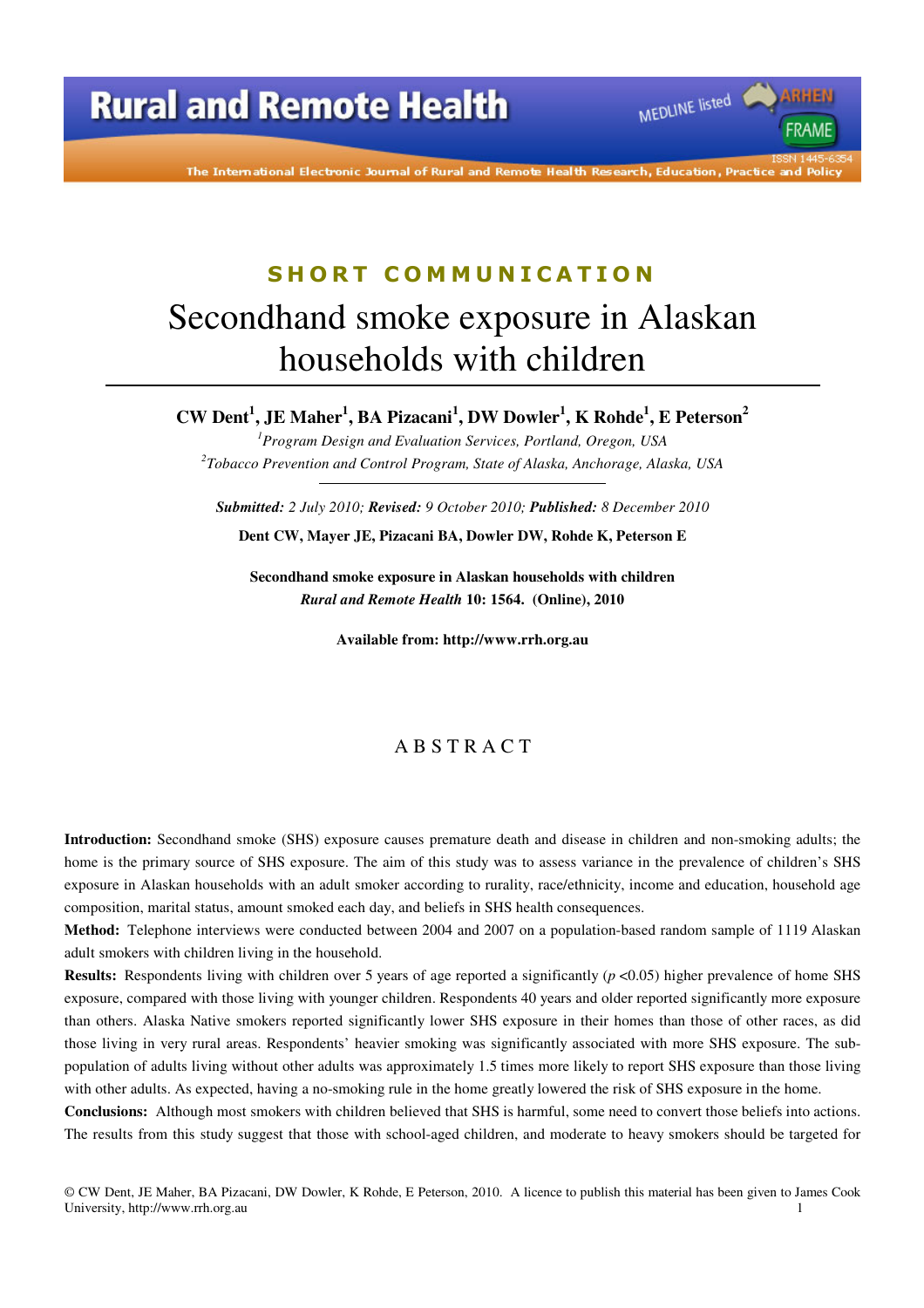SHORT COMMUNICATION

# Secondhand smoke exposure in Alaskan households with children

**CW Dent[1], JE Maher[1], BA Pizacani[1], DW Dowler[1], K Rohde[1], E Peterson[2]**

[1]*Program Design and Evaluation Services, Portland, Oregon, USA*

[2]*Tobacco Prevention and Control Program, State of Alaska, Anchorage, Alaska, USA*

***Submitted:** 2 July 2010; **Revised:** 9 October 2010; **Published:** 8 December 2010*

**Dent CW, Mayer JE, Pizacani BA, Dowler DW, Rohde K, Peterson E**

**Secondhand smoke exposure in Alaskan households with children**
***Rural and Remote Health* 10: 1564. (Online), 2010**

**Available from: http://www.rrh.org.au**

## ABSTRACT

**Introduction:** Secondhand smoke (SHS) exposure causes premature death and disease in children and non-smoking adults; the home is the primary source of SHS exposure. The aim of this study was to assess variance in the prevalence of children's SHS exposure in Alaskan households with an adult smoker according to rurality, race/ethnicity, income and education, household age composition, marital status, amount smoked each day, and beliefs in SHS health consequences.

**Method:** Telephone interviews were conducted between 2004 and 2007 on a population-based random sample of 1119 Alaskan adult smokers with children living in the household.

**Results:** Respondents living with children over 5 years of age reported a significantly ($p < 0.05$) higher prevalence of home SHS exposure, compared with those living with younger children. Respondents 40 years and older reported significantly more exposure than others. Alaska Native smokers reported significantly lower SHS exposure in their homes than those of other races, as did those living in very rural areas. Respondents' heavier smoking was significantly associated with more SHS exposure. The sub-population of adults living without other adults was approximately 1.5 times more likely to report SHS exposure than those living with other adults. As expected, having a no-smoking rule in the home greatly lowered the risk of SHS exposure in the home.

**Conclusions:** Although most smokers with children believed that SHS is harmful, some need to convert those beliefs into actions. The results from this study suggest that those with school-aged children, and moderate to heavy smokers should be targeted for

© CW Dent, JE Maher, BA Pizacani, DW Dowler, K Rohde, E Peterson, 2010. A licence to publish this material has been given to James Cook University, http://www.rrh.org.au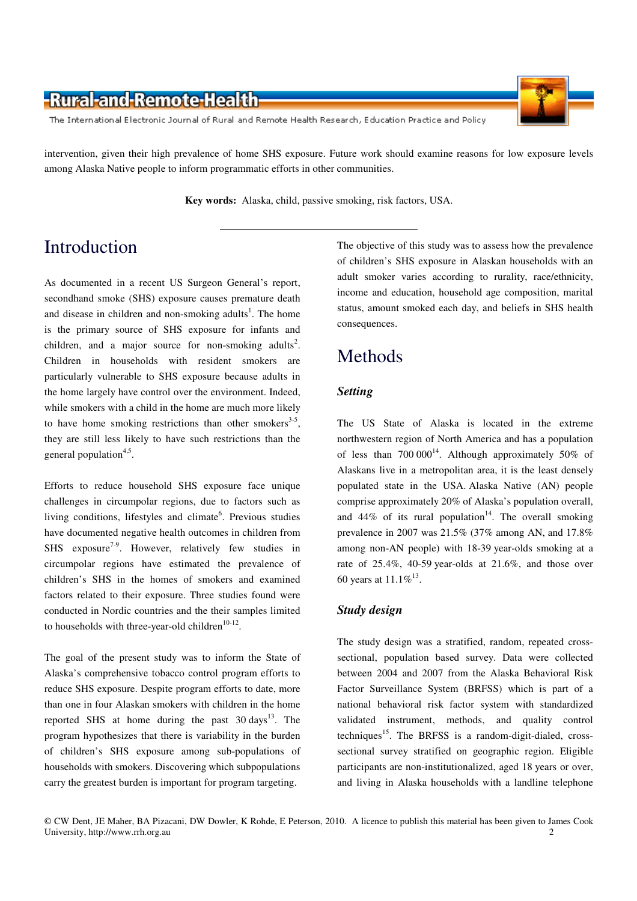intervention, given their high prevalence of home SHS exposure. Future work should examine reasons for low exposure levels among Alaska Native people to inform programmatic efforts in other communities.

**Key words:** Alaska, child, passive smoking, risk factors, USA.

# Introduction

As documented in a recent US Surgeon General's report, secondhand smoke (SHS) exposure causes premature death and disease in children and non-smoking adults[1]. The home is the primary source of SHS exposure for infants and children, and a major source for non-smoking adults[2]. Children in households with resident smokers are particularly vulnerable to SHS exposure because adults in the home largely have control over the environment. Indeed, while smokers with a child in the home are much more likely to have home smoking restrictions than other smokers[3-5], they are still less likely to have such restrictions than the general population[4,5].

Efforts to reduce household SHS exposure face unique challenges in circumpolar regions, due to factors such as living conditions, lifestyles and climate[6]. Previous studies have documented negative health outcomes in children from SHS exposure[7-9]. However, relatively few studies in circumpolar regions have estimated the prevalence of children's SHS in the homes of smokers and examined factors related to their exposure. Three studies found were conducted in Nordic countries and the their samples limited to households with three-year-old children[10-12].

The goal of the present study was to inform the State of Alaska's comprehensive tobacco control program efforts to reduce SHS exposure. Despite program efforts to date, more than one in four Alaskan smokers with children in the home reported SHS at home during the past 30 days[13]. The program hypothesizes that there is variability in the burden of children's SHS exposure among sub-populations of households with smokers. Discovering which subpopulations carry the greatest burden is important for program targeting.

The objective of this study was to assess how the prevalence of children's SHS exposure in Alaskan households with an adult smoker varies according to rurality, race/ethnicity, income and education, household age composition, marital status, amount smoked each day, and beliefs in SHS health consequences.

# Methods

## *Setting*

The US State of Alaska is located in the extreme northwestern region of North America and has a population of less than 700 000[14]. Although approximately 50% of Alaskans live in a metropolitan area, it is the least densely populated state in the USA. Alaska Native (AN) people comprise approximately 20% of Alaska's population overall, and 44% of its rural population[14]. The overall smoking prevalence in 2007 was 21.5% (37% among AN, and 17.8% among non-AN people) with 18-39 year-olds smoking at a rate of 25.4%, 40-59 year-olds at 21.6%, and those over 60 years at 11.1%[13].

## *Study design*

The study design was a stratified, random, repeated cross-sectional, population based survey. Data were collected between 2004 and 2007 from the Alaska Behavioral Risk Factor Surveillance System (BRFSS) which is part of a national behavioral risk factor system with standardized validated instrument, methods, and quality control techniques[15]. The BRFSS is a random-digit-dialed, cross-sectional survey stratified on geographic region. Eligible participants are non-institutionalized, aged 18 years or over, and living in Alaska households with a landline telephone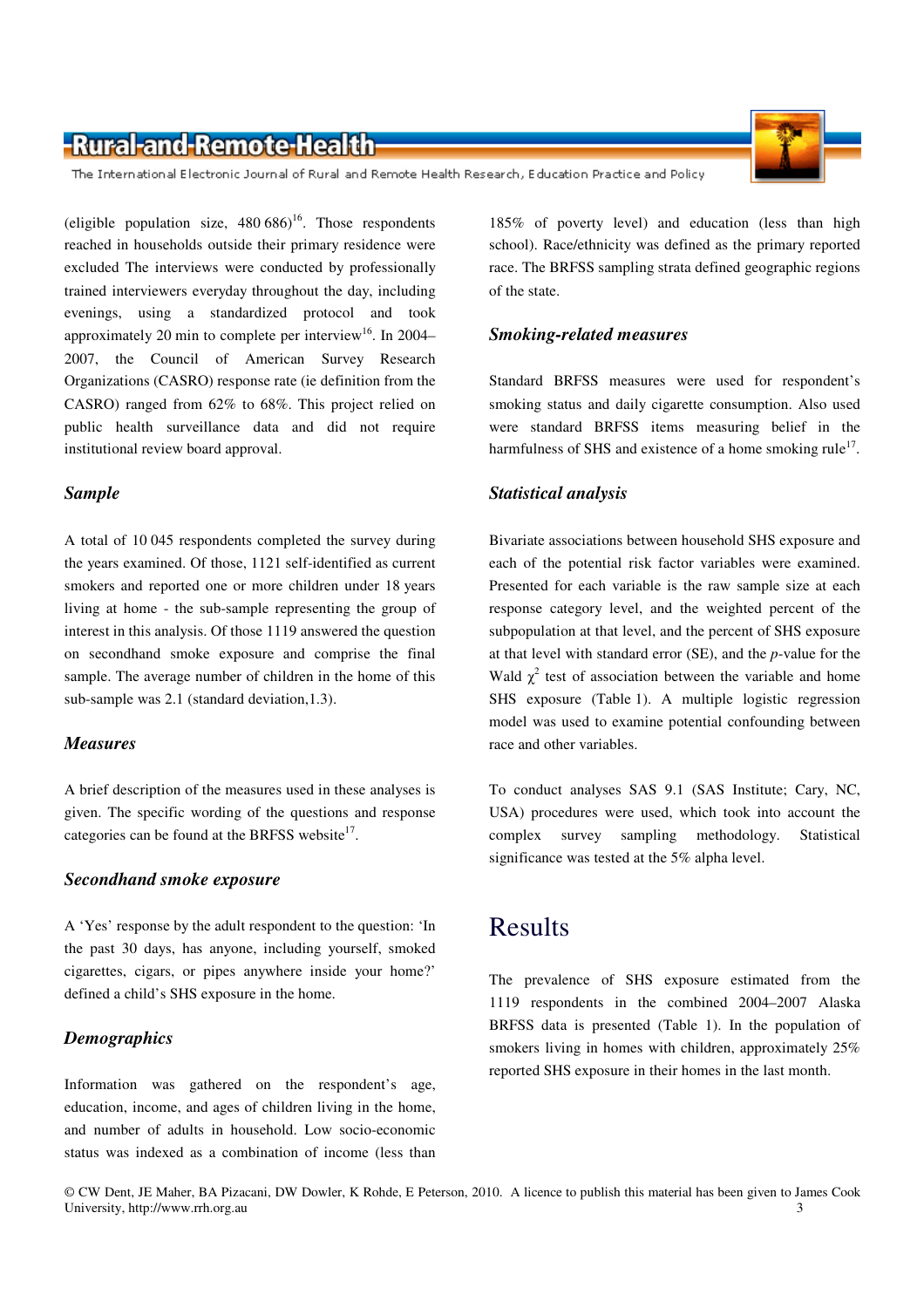(eligible population size, 480 686)[16]. Those respondents reached in households outside their primary residence were excluded The interviews were conducted by professionally trained interviewers everyday throughout the day, including evenings, using a standardized protocol and took approximately 20 min to complete per interview[16]. In 2004–2007, the Council of American Survey Research Organizations (CASRO) response rate (ie definition from the CASRO) ranged from 62% to 68%. This project relied on public health surveillance data and did not require institutional review board approval.

### *Sample*

A total of 10 045 respondents completed the survey during the years examined. Of those, 1121 self-identified as current smokers and reported one or more children under 18 years living at home - the sub-sample representing the group of interest in this analysis. Of those 1119 answered the question on secondhand smoke exposure and comprise the final sample. The average number of children in the home of this sub-sample was 2.1 (standard deviation,1.3).

### *Measures*

A brief description of the measures used in these analyses is given. The specific wording of the questions and response categories can be found at the BRFSS website[17].

### *Secondhand smoke exposure*

A 'Yes' response by the adult respondent to the question: 'In the past 30 days, has anyone, including yourself, smoked cigarettes, cigars, or pipes anywhere inside your home?' defined a child's SHS exposure in the home.

### *Demographics*

Information was gathered on the respondent's age, education, income, and ages of children living in the home, and number of adults in household. Low socio-economic status was indexed as a combination of income (less than 185% of poverty level) and education (less than high school). Race/ethnicity was defined as the primary reported race. The BRFSS sampling strata defined geographic regions of the state.

### *Smoking-related measures*

Standard BRFSS measures were used for respondent's smoking status and daily cigarette consumption. Also used were standard BRFSS items measuring belief in the harmfulness of SHS and existence of a home smoking rule[17].

### *Statistical analysis*

Bivariate associations between household SHS exposure and each of the potential risk factor variables were examined. Presented for each variable is the raw sample size at each response category level, and the weighted percent of the subpopulation at that level, and the percent of SHS exposure at that level with standard error (SE), and the *p*-value for the Wald $\chi^2$ test of association between the variable and home SHS exposure (Table 1). A multiple logistic regression model was used to examine potential confounding between race and other variables.

To conduct analyses SAS 9.1 (SAS Institute; Cary, NC, USA) procedures were used, which took into account the complex survey sampling methodology. Statistical significance was tested at the 5% alpha level.

## Results

The prevalence of SHS exposure estimated from the 1119 respondents in the combined 2004–2007 Alaska BRFSS data is presented (Table 1). In the population of smokers living in homes with children, approximately 25% reported SHS exposure in their homes in the last month.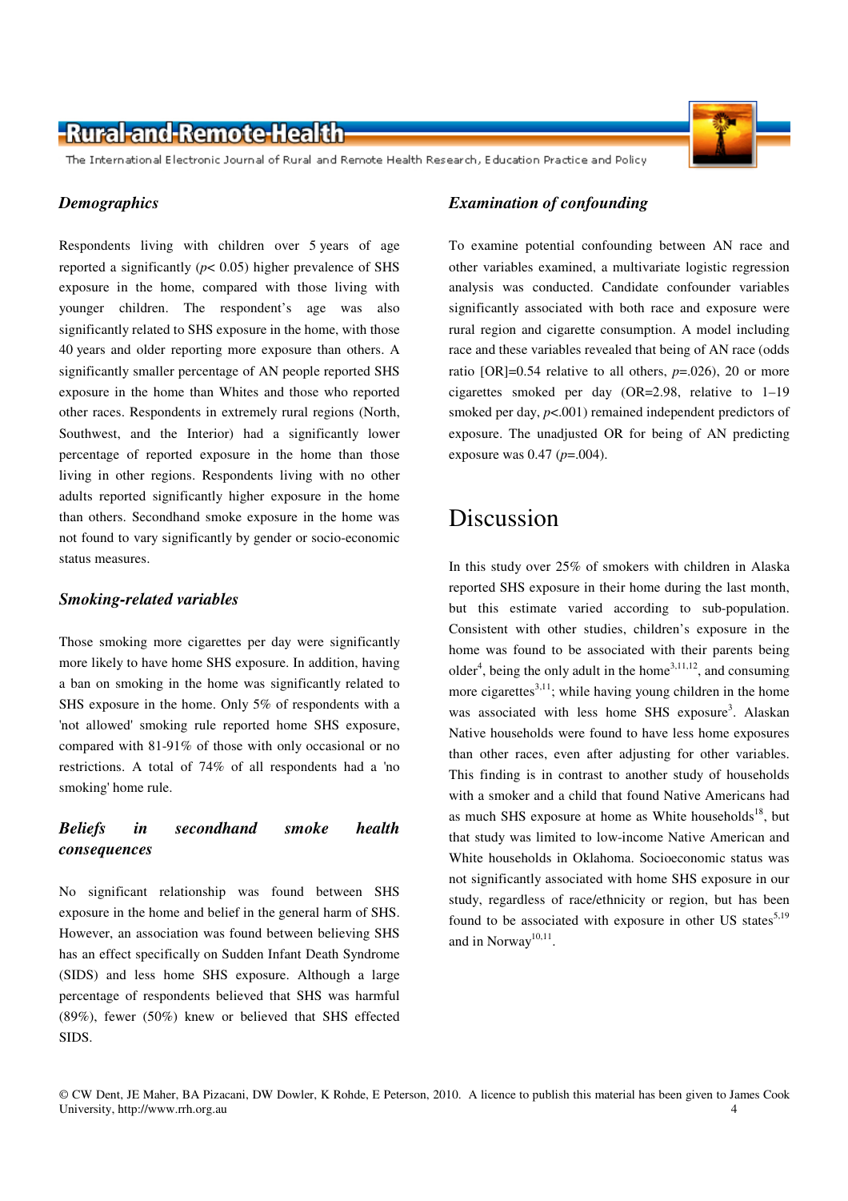### *Demographics*

Respondents living with children over 5 years of age reported a significantly ($p < 0.05$) higher prevalence of SHS exposure in the home, compared with those living with younger children. The respondent's age was also significantly related to SHS exposure in the home, with those 40 years and older reporting more exposure than others. A significantly smaller percentage of AN people reported SHS exposure in the home than Whites and those who reported other races. Respondents in extremely rural regions (North, Southwest, and the Interior) had a significantly lower percentage of reported exposure in the home than those living in other regions. Respondents living with no other adults reported significantly higher exposure in the home than others. Secondhand smoke exposure in the home was not found to vary significantly by gender or socio-economic status measures.

### *Smoking-related variables*

Those smoking more cigarettes per day were significantly more likely to have home SHS exposure. In addition, having a ban on smoking in the home was significantly related to SHS exposure in the home. Only 5% of respondents with a 'not allowed' smoking rule reported home SHS exposure, compared with 81-91% of those with only occasional or no restrictions. A total of 74% of all respondents had a 'no smoking' home rule.

### *Beliefs in secondhand smoke health consequences*

No significant relationship was found between SHS exposure in the home and belief in the general harm of SHS. However, an association was found between believing SHS has an effect specifically on Sudden Infant Death Syndrome (SIDS) and less home SHS exposure. Although a large percentage of respondents believed that SHS was harmful (89%), fewer (50%) knew or believed that SHS effected SIDS.

### *Examination of confounding*

To examine potential confounding between AN race and other variables examined, a multivariate logistic regression analysis was conducted. Candidate confounder variables significantly associated with both race and exposure were rural region and cigarette consumption. A model including race and these variables revealed that being of AN race (odds ratio [OR]=0.54 relative to all others, $p$=.026), 20 or more cigarettes smoked per day (OR=2.98, relative to 1–19 smoked per day, $p$<.001) remained independent predictors of exposure. The unadjusted OR for being of AN predicting exposure was 0.47 ($p$=.004).

## Discussion

In this study over 25% of smokers with children in Alaska reported SHS exposure in their home during the last month, but this estimate varied according to sub-population. Consistent with other studies, children's exposure in the home was found to be associated with their parents being older[4], being the only adult in the home[3,11,12], and consuming more cigarettes[3,11]; while having young children in the home was associated with less home SHS exposure[3]. Alaskan Native households were found to have less home exposures than other races, even after adjusting for other variables. This finding is in contrast to another study of households with a smoker and a child that found Native Americans had as much SHS exposure at home as White households[18], but that study was limited to low-income Native American and White households in Oklahoma. Socioeconomic status was not significantly associated with home SHS exposure in our study, regardless of race/ethnicity or region, but has been found to be associated with exposure in other US states[5,19] and in Norway[10,11].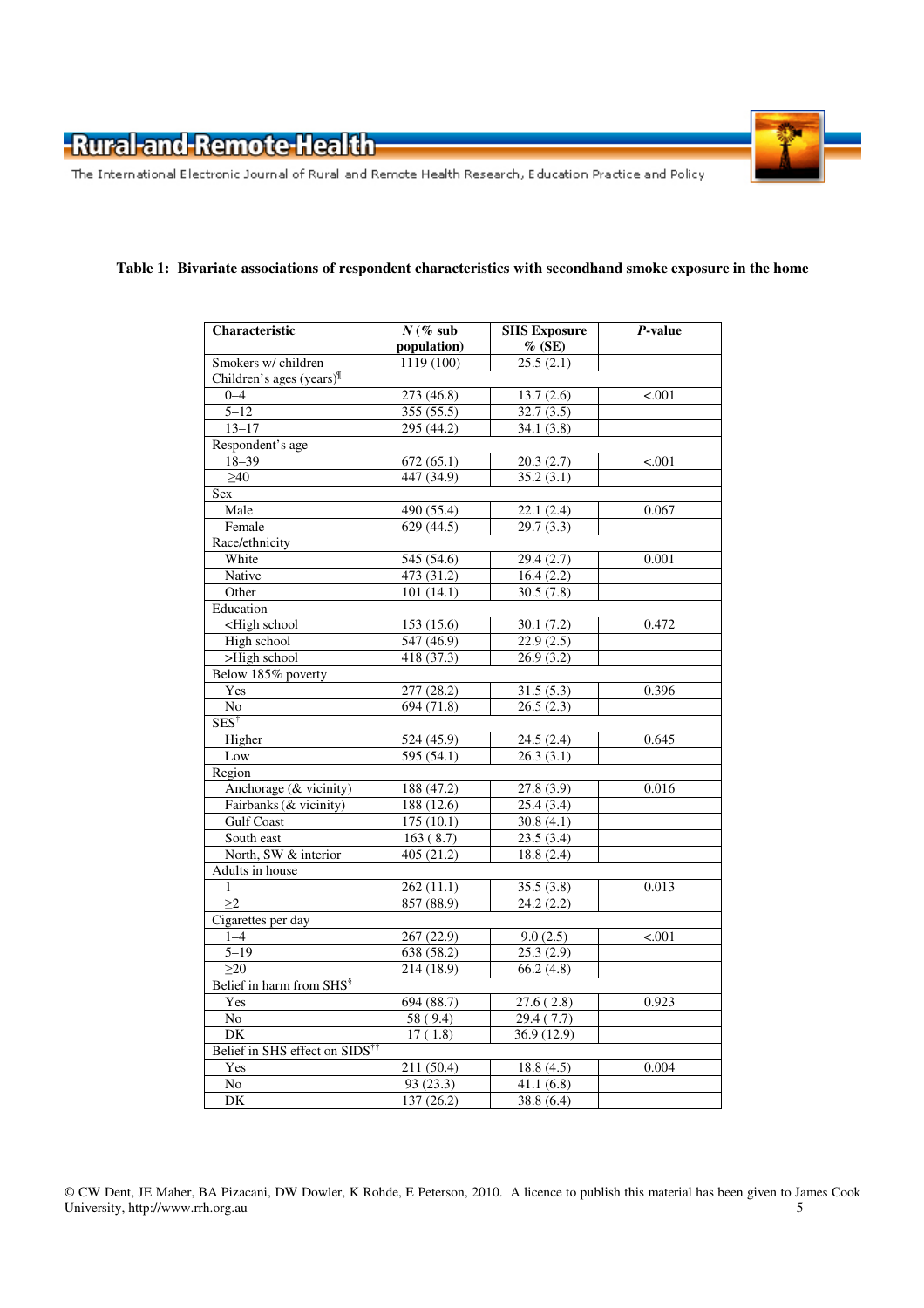**Table 1: Bivariate associations of respondent characteristics with secondhand smoke exposure in the home**

| Characteristic | *N* (% sub population) | SHS Exposure % (SE) | *P*-value |
|---|---|---|---|
| Smokers w/ children | 1119 (100) | 25.5 (2.1) | |
| Children's ages (years)[¶] | | | |
| 0–4 | 273 (46.8) | 13.7 (2.6) | <.001 |
| 5–12 | 355 (55.5) | 32.7 (3.5) | |
| 13–17 | 295 (44.2) | 34.1 (3.8) | |
| Respondent's age | | | |
| 18–39 | 672 (65.1) | 20.3 (2.7) | <.001 |
| ≥40 | 447 (34.9) | 35.2 (3.1) | |
| Sex | | | |
| Male | 490 (55.4) | 22.1 (2.4) | 0.067 |
| Female | 629 (44.5) | 29.7 (3.3) | |
| Race/ethnicity | | | |
| White | 545 (54.6) | 29.4 (2.7) | 0.001 |
| Native | 473 (31.2) | 16.4 (2.2) | |
| Other | 101 (14.1) | 30.5 (7.8) | |
| Education | | | |
| <High school | 153 (15.6) | 30.1 (7.2) | 0.472 |
| High school | 547 (46.9) | 22.9 (2.5) | |
| >High school | 418 (37.3) | 26.9 (3.2) | |
| Below 185% poverty | | | |
| Yes | 277 (28.2) | 31.5 (5.3) | 0.396 |
| No | 694 (71.8) | 26.5 (2.3) | |
| SES[†] | | | |
| Higher | 524 (45.9) | 24.5 (2.4) | 0.645 |
| Low | 595 (54.1) | 26.3 (3.1) | |
| Region | | | |
| Anchorage (& vicinity) | 188 (47.2) | 27.8 (3.9) | 0.016 |
| Fairbanks (& vicinity) | 188 (12.6) | 25.4 (3.4) | |
| Gulf Coast | 175 (10.1) | 30.8 (4.1) | |
| South east | 163 ( 8.7) | 23.5 (3.4) | |
| North, SW & interior | 405 (21.2) | 18.8 (2.4) | |
| Adults in house | | | |
| 1 | 262 (11.1) | 35.5 (3.8) | 0.013 |
| ≥2 | 857 (88.9) | 24.2 (2.2) | |
| Cigarettes per day | | | |
| 1–4 | 267 (22.9) | 9.0 (2.5) | <.001 |
| 5–19 | 638 (58.2) | 25.3 (2.9) | |
| ≥20 | 214 (18.9) | 66.2 (4.8) | |
| Belief in harm from SHS[§] | | | |
| Yes | 694 (88.7) | 27.6 ( 2.8) | 0.923 |
| No | 58 ( 9.4) | 29.4 ( 7.7) | |
| DK | 17 ( 1.8) | 36.9 (12.9) | |
| Belief in SHS effect on SIDS[††] | | | |
| Yes | 211 (50.4) | 18.8 (4.5) | 0.004 |
| No | 93 (23.3) | 41.1 (6.8) | |
| DK | 137 (26.2) | 38.8 (6.4) | |

© CW Dent, JE Maher, BA Pizacani, DW Dowler, K Rohde, E Peterson, 2010. A licence to publish this material has been given to James Cook University, http://www.rrh.org.au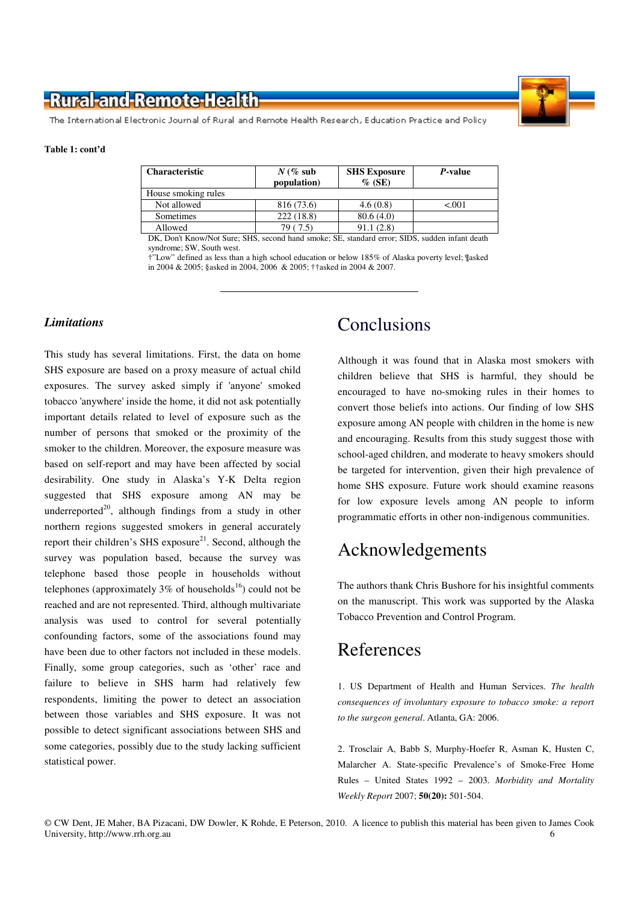**Table 1: cont'd**

| Characteristic | *N* (% sub population) | SHS Exposure % (SE) | *P*-value |
|---|---|---|---|
| House smoking rules | | | |
| Not allowed | 816 (73.6) | 4.6 (0.8) | <.001 |
| Sometimes | 222 (18.8) | 80.6 (4.0) | |
| Allowed | 79 ( 7.5) | 91.1 (2.8) | |

DK, Don't Know/Not Sure; SHS, second hand smoke; SE, standard error; SIDS, sudden infant death syndrome; SW, South west.
†"Low" defined as less than a high school education or below 185% of Alaska poverty level; ¶asked in 2004 & 2005; §asked in 2004, 2006 & 2005; ††asked in 2004 & 2007.

### *Limitations*

This study has several limitations. First, the data on home SHS exposure are based on a proxy measure of actual child exposures. The survey asked simply if 'anyone' smoked tobacco 'anywhere' inside the home, it did not ask potentially important details related to level of exposure such as the number of persons that smoked or the proximity of the smoker to the children. Moreover, the exposure measure was based on self-report and may have been affected by social desirability. One study in Alaska's Y-K Delta region suggested that SHS exposure among AN may be underreported[20], although findings from a study in other northern regions suggested smokers in general accurately report their children's SHS exposure[21]. Second, although the survey was population based, because the survey was telephone based those people in households without telephones (approximately 3% of households[16]) could not be reached and are not represented. Third, although multivariate analysis was used to control for several potentially confounding factors, some of the associations found may have been due to other factors not included in these models. Finally, some group categories, such as 'other' race and failure to believe in SHS harm had relatively few respondents, limiting the power to detect an association between those variables and SHS exposure. It was not possible to detect significant associations between SHS and some categories, possibly due to the study lacking sufficient statistical power.

# Conclusions

Although it was found that in Alaska most smokers with children believe that SHS is harmful, they should be encouraged to have no-smoking rules in their homes to convert those beliefs into actions. Our finding of low SHS exposure among AN people with children in the home is new and encouraging. Results from this study suggest those with school-aged children, and moderate to heavy smokers should be targeted for intervention, given their high prevalence of home SHS exposure. Future work should examine reasons for low exposure levels among AN people to inform programmatic efforts in other non-indigenous communities.

# Acknowledgements

The authors thank Chris Bushore for his insightful comments on the manuscript. This work was supported by the Alaska Tobacco Prevention and Control Program.

# References

1. US Department of Health and Human Services. *The health consequences of involuntary exposure to tobacco smoke: a report to the surgeon general*. Atlanta, GA: 2006.

2. Trosclair A, Babb S, Murphy-Hoefer R, Asman K, Husten C, Malarcher A. State-specific Prevalence's of Smoke-Free Home Rules – United States 1992 – 2003. *Morbidity and Mortality Weekly Report* 2007; **50(20):** 501-504.

© CW Dent, JE Maher, BA Pizacani, DW Dowler, K Rohde, E Peterson, 2010. A licence to publish this material has been given to James Cook University, http://www.rrh.org.au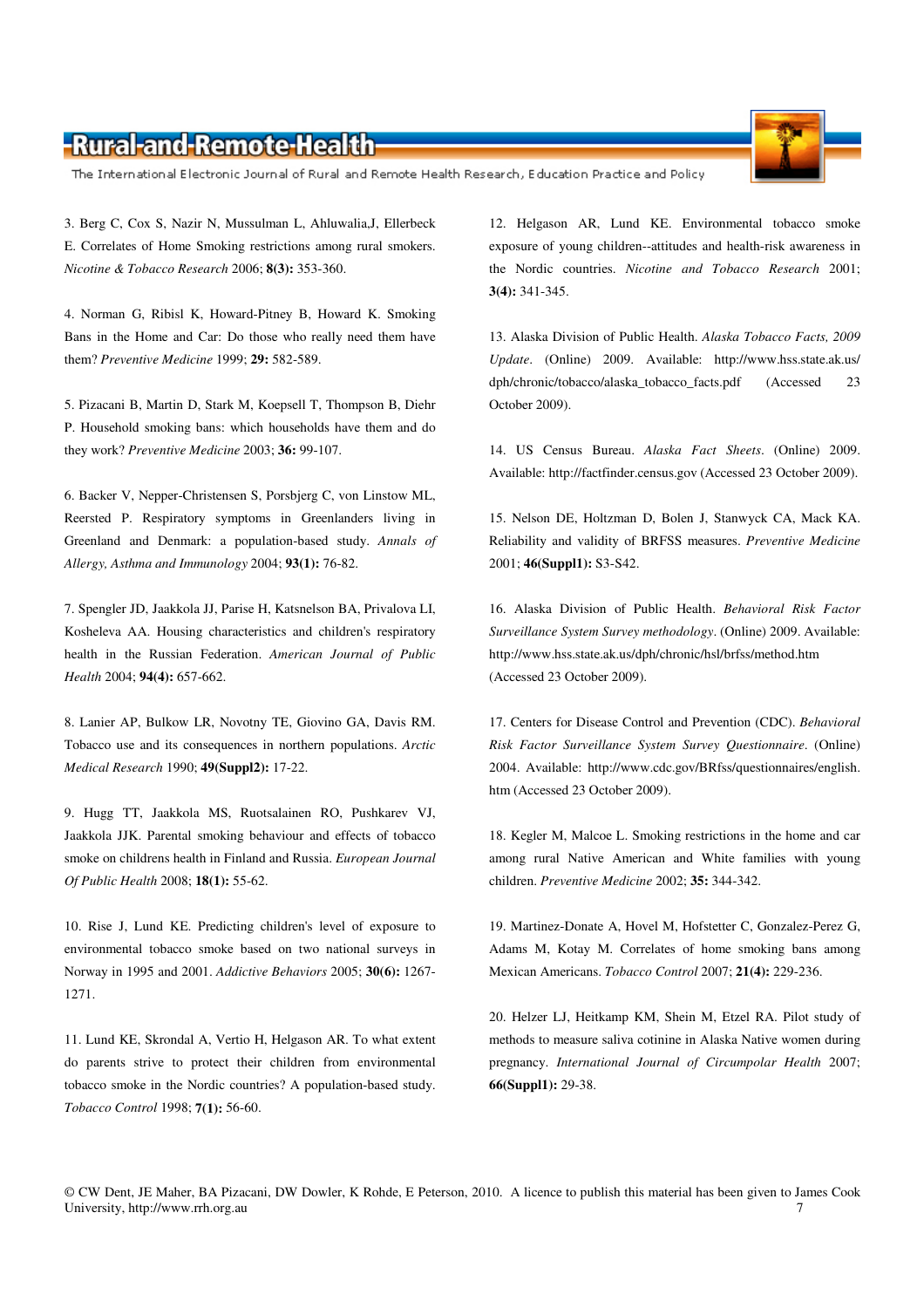3. Berg C, Cox S, Nazir N, Mussulman L, Ahluwalia,J, Ellerbeck E. Correlates of Home Smoking restrictions among rural smokers. *Nicotine & Tobacco Research* 2006; **8(3):** 353-360.

4. Norman G, Ribisl K, Howard-Pitney B, Howard K. Smoking Bans in the Home and Car: Do those who really need them have them? *Preventive Medicine* 1999; **29:** 582-589.

5. Pizacani B, Martin D, Stark M, Koepsell T, Thompson B, Diehr P. Household smoking bans: which households have them and do they work? *Preventive Medicine* 2003; **36:** 99-107.

6. Backer V, Nepper-Christensen S, Porsbjerg C, von Linstow ML, Reersted P. Respiratory symptoms in Greenlanders living in Greenland and Denmark: a population-based study. *Annals of Allergy, Asthma and Immunology* 2004; **93(1):** 76-82.

7. Spengler JD, Jaakkola JJ, Parise H, Katsnelson BA, Privalova LI, Kosheleva AA. Housing characteristics and children's respiratory health in the Russian Federation. *American Journal of Public Health* 2004; **94(4):** 657-662.

8. Lanier AP, Bulkow LR, Novotny TE, Giovino GA, Davis RM. Tobacco use and its consequences in northern populations. *Arctic Medical Research* 1990; **49(Suppl2):** 17-22.

9. Hugg TT, Jaakkola MS, Ruotsalainen RO, Pushkarev VJ, Jaakkola JJK. Parental smoking behaviour and effects of tobacco smoke on childrens health in Finland and Russia. *European Journal Of Public Health* 2008; **18(1):** 55-62.

10. Rise J, Lund KE. Predicting children's level of exposure to environmental tobacco smoke based on two national surveys in Norway in 1995 and 2001. *Addictive Behaviors* 2005; **30(6):** 1267-1271.

11. Lund KE, Skrondal A, Vertio H, Helgason AR. To what extent do parents strive to protect their children from environmental tobacco smoke in the Nordic countries? A population-based study. *Tobacco Control* 1998; **7(1):** 56-60.

12. Helgason AR, Lund KE. Environmental tobacco smoke exposure of young children--attitudes and health-risk awareness in the Nordic countries. *Nicotine and Tobacco Research* 2001; **3(4):** 341-345.

13. Alaska Division of Public Health. *Alaska Tobacco Facts, 2009 Update*. (Online) 2009. Available: http://www.hss.state.ak.us/dph/chronic/tobacco/alaska_tobacco_facts.pdf (Accessed 23 October 2009).

14. US Census Bureau. *Alaska Fact Sheets*. (Online) 2009. Available: http://factfinder.census.gov (Accessed 23 October 2009).

15. Nelson DE, Holtzman D, Bolen J, Stanwyck CA, Mack KA. Reliability and validity of BRFSS measures. *Preventive Medicine* 2001; **46(Suppl1):** S3-S42.

16. Alaska Division of Public Health. *Behavioral Risk Factor Surveillance System Survey methodology*. (Online) 2009. Available: http://www.hss.state.ak.us/dph/chronic/hsl/brfss/method.htm (Accessed 23 October 2009).

17. Centers for Disease Control and Prevention (CDC). *Behavioral Risk Factor Surveillance System Survey Questionnaire*. (Online) 2004. Available: http://www.cdc.gov/BRfss/questionnaires/english.htm (Accessed 23 October 2009).

18. Kegler M, Malcoe L. Smoking restrictions in the home and car among rural Native American and White families with young children. *Preventive Medicine* 2002; **35:** 344-342.

19. Martinez-Donate A, Hovel M, Hofstetter C, Gonzalez-Perez G, Adams M, Kotay M. Correlates of home smoking bans among Mexican Americans. *Tobacco Control* 2007; **21(4):** 229-236.

20. Helzer LJ, Heitkamp KM, Shein M, Etzel RA. Pilot study of methods to measure saliva cotinine in Alaska Native women during pregnancy. *International Journal of Circumpolar Health* 2007; **66(Suppl1):** 29-38.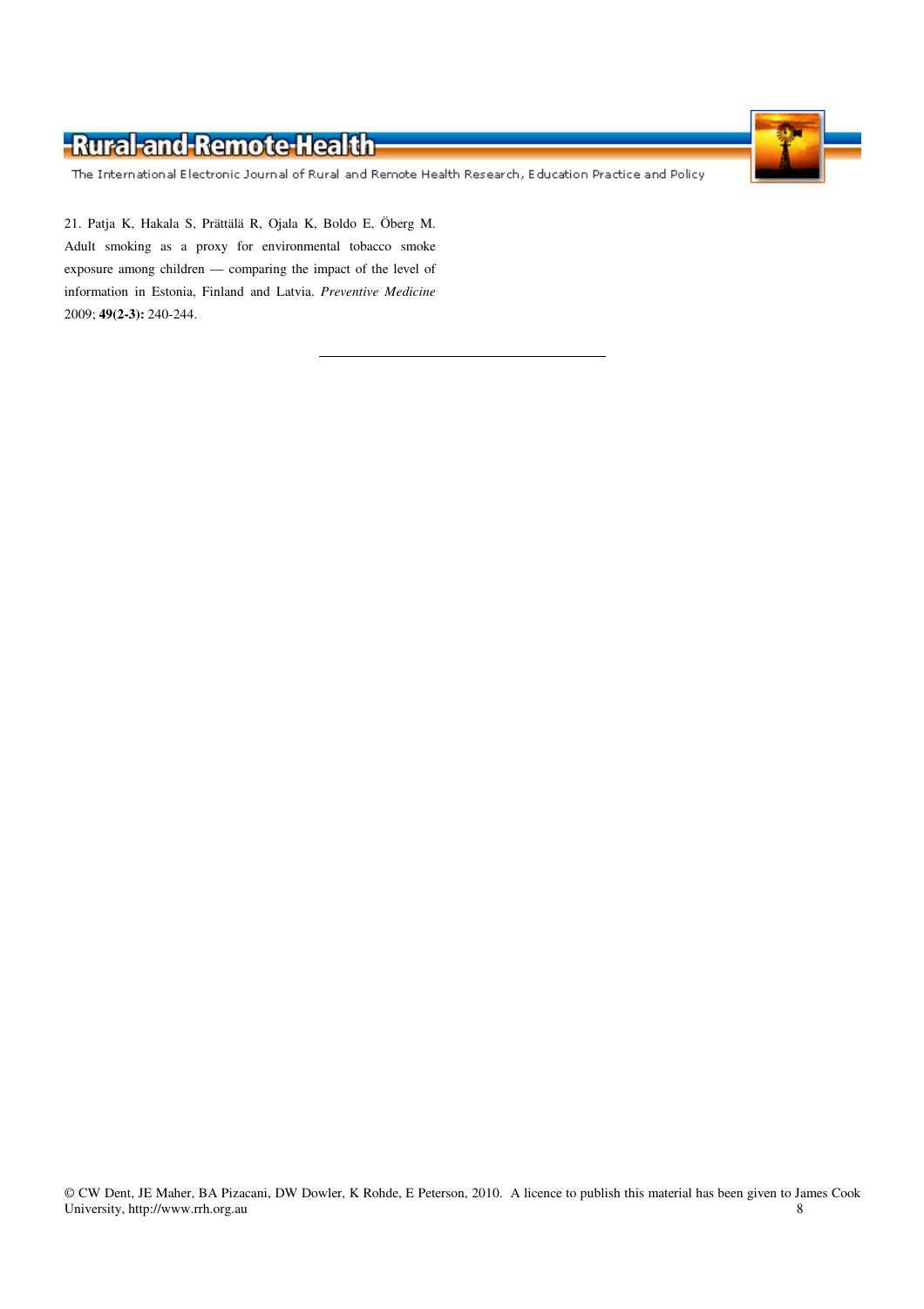21. Patja K, Hakala S, Prättälä R, Ojala K, Boldo E, Öberg M. Adult smoking as a proxy for environmental tobacco smoke exposure among children — comparing the impact of the level of information in Estonia, Finland and Latvia. *Preventive Medicine* 2009; **49(2-3):** 240-244.

---

© CW Dent, JE Maher, BA Pizacani, DW Dowler, K Rohde, E Peterson, 2010. A licence to publish this material has been given to James Cook University, http://www.rrh.org.au